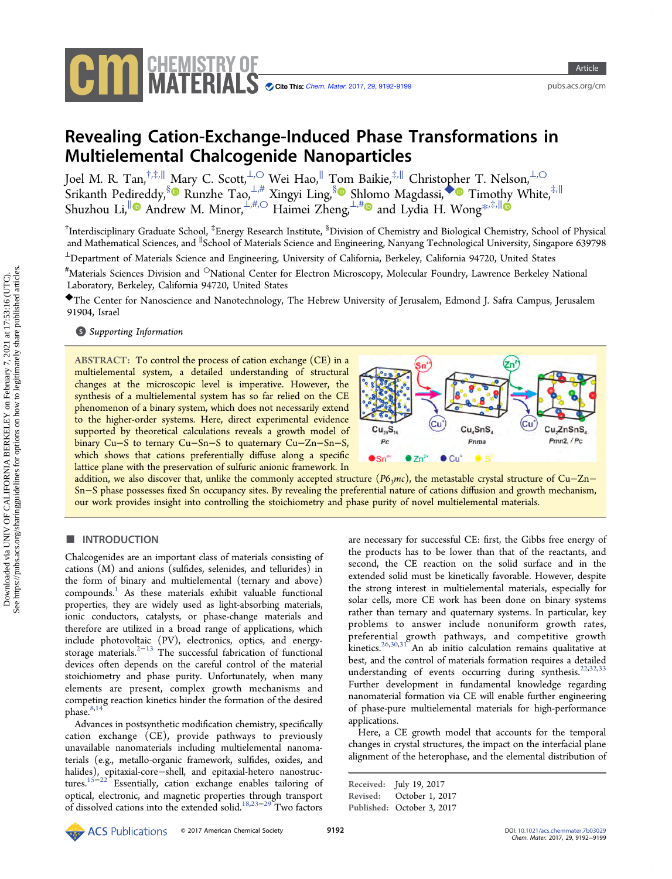# Revealing Cation-Exchange-Induced Phase Transformations in Multielemental Chalcogenide Nanoparticles

Joel M. R. Tan,[†,‡,∥] Mary C. Scott,[⊥,○] Wei Hao,[∥] Tom Baikie,[‡,∥] Christopher T. Nelson,[⊥,○] Srikanth Pedireddy,[§] Runzhe Tao,[⊥,#] Xingyi Ling,[§] Shlomo Magdassi,[◆] Timothy White,[‡,∥] Shuzhou Li,[∥] Andrew M. Minor,[⊥,#,○] Haimei Zheng,[⊥,#] and Lydia H. Wong[*,‡,∥]

[†]Interdisciplinary Graduate School, [‡]Energy Research Institute, [§]Division of Chemistry and Biological Chemistry, School of Physical and Mathematical Sciences, and [∥]School of Materials Science and Engineering, Nanyang Technological University, Singapore 639798

[⊥]Department of Materials Science and Engineering, University of California, Berkeley, California 94720, United States

[#]Materials Sciences Division and [○]National Center for Electron Microscopy, Molecular Foundry, Lawrence Berkeley National Laboratory, Berkeley, California 94720, United States

[◆]The Center for Nanoscience and Nanotechnology, The Hebrew University of Jerusalem, Edmond J. Safra Campus, Jerusalem 91904, Israel

*Supporting Information*

**ABSTRACT:** To control the process of cation exchange (CE) in a multielemental system, a detailed understanding of structural changes at the microscopic level is imperative. However, the synthesis of a multielemental system has so far relied on the CE phenomenon of a binary system, which does not necessarily extend to the higher-order systems. Here, direct experimental evidence supported by theoretical calculations reveals a growth model of binary Cu−S to ternary Cu−Sn−S to quaternary Cu−Zn−Sn−S, which shows that cations preferentially diffuse along a specific lattice plane with the preservation of sulfuric anionic framework. In addition, we also discover that, unlike the commonly accepted structure ($P6_3mc$), the metastable crystal structure of Cu−Zn−Sn−S phase possesses fixed Sn occupancy sites. By revealing the preferential nature of cations diffusion and growth mechanism, our work provides insight into controlling the stoichiometry and phase purity of novel multielemental materials.

## INTRODUCTION

Chalcogenides are an important class of materials consisting of cations (M) and anions (sulfides, selenides, and tellurides) in the form of binary and multielemental (ternary and above) compounds.[1] As these materials exhibit valuable functional properties, they are widely used as light-absorbing materials, ionic conductors, catalysts, or phase-change materials and therefore are utilized in a broad range of applications, which include photovoltaic (PV), electronics, optics, and energy-storage materials.[2−13] The successful fabrication of functional devices often depends on the careful control of the material stoichiometry and phase purity. Unfortunately, when many elements are present, complex growth mechanisms and competing reaction kinetics hinder the formation of the desired phase.[8,14]

Advances in postsynthetic modification chemistry, specifically cation exchange (CE), provide pathways to previously unavailable nanomaterials including multielemental nanomaterials (e.g., metallo-organic framework, sulfides, oxides, and halides), epitaxial-core−shell, and epitaxial-hetero nanostructures.[15−22] Essentially, cation exchange enables tailoring of optical, electronic, and magnetic properties through transport of dissolved cations into the extended solid.[18,23−29] Two factors are necessary for successful CE: first, the Gibbs free energy of the products has to be lower than that of the reactants, and second, the CE reaction on the solid surface and in the extended solid must be kinetically favorable. However, despite the strong interest in multielemental materials, especially for solar cells, more CE work has been done on binary systems rather than ternary and quaternary systems. In particular, key problems to answer include nonuniform growth rates, preferential growth pathways, and competitive growth kinetics.[26,30,31] An ab initio calculation remains qualitative at best, and the control of materials formation requires a detailed understanding of events occurring during synthesis.[22,32,33] Further development in fundamental knowledge regarding nanomaterial formation via CE will enable further engineering of phase-pure multielemental materials for high-performance applications.

Here, a CE growth model that accounts for the temporal changes in crystal structures, the impact on the interfacial plane alignment of the heterophase, and the elemental distribution of

Received: July 19, 2017
Revised: October 1, 2017
Published: October 3, 2017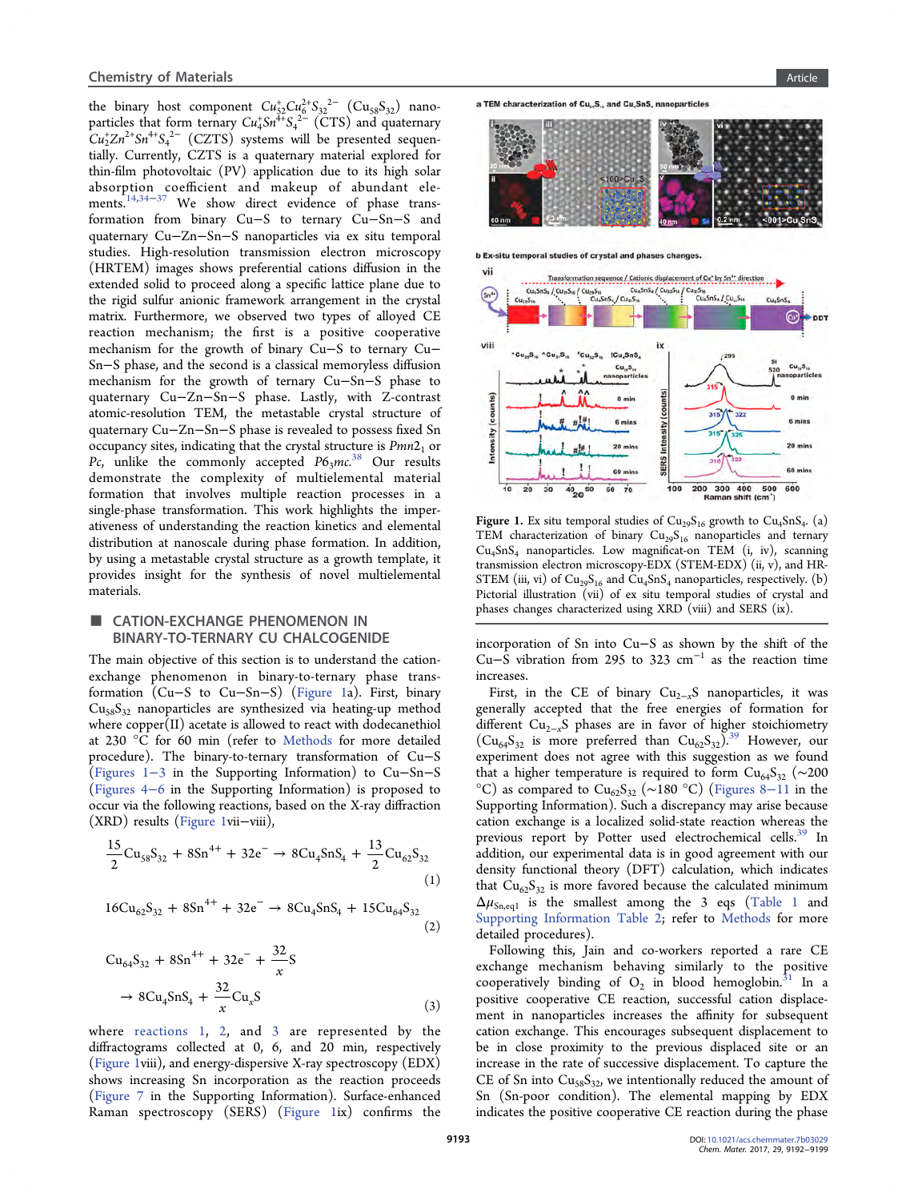the binary host component $Cu^{+}_{52}Cu^{2+}_{6}S_{32}^{2-}$ ($Cu_{58}S_{32}$) nanoparticles that form ternary $Cu^{+}_{4}Sn^{4+}S_{4}^{2-}$ (CTS) and quaternary $Cu^{+}_{2}Zn^{2+}Sn^{4+}S_{4}^{2-}$ (CZTS) systems will be presented sequentially. Currently, CZTS is a quaternary material explored for thin-film photovoltaic (PV) application due to its high solar absorption coefficient and makeup of abundant elements.[14,34−37] We show direct evidence of phase transformation from binary Cu−S to ternary Cu−Sn−S and quaternary Cu−Zn−Sn−S nanoparticles via ex situ temporal studies. High-resolution transmission electron microscopy (HRTEM) images shows preferential cations diffusion in the extended solid to proceed along a specific lattice plane due to the rigid sulfur anionic framework arrangement in the crystal matrix. Furthermore, we observed two types of alloyed CE reaction mechanism; the first is a positive cooperative mechanism for the growth of binary Cu−S to ternary Cu−Sn−S phase, and the second is a classical memoryless diffusion mechanism for the growth of ternary Cu−Sn−S phase to quaternary Cu−Zn−Sn−S phase. Lastly, with Z-contrast atomic-resolution TEM, the metastable crystal structure of quaternary Cu−Zn−Sn−S phase is revealed to possess fixed Sn occupancy sites, indicating that the crystal structure is $Pmn2_1$ or $Pc$, unlike the commonly accepted $P6_3mc$.[38] Our results demonstrate the complexity of multielemental material formation that involves multiple reaction processes in a single-phase transformation. This work highlights the imperativeness of understanding the reaction kinetics and elemental distribution at nanoscale during phase formation. In addition, by using a metastable crystal structure as a growth template, it provides insight for the synthesis of novel multielemental materials.

## ■ CATION-EXCHANGE PHENOMENON IN BINARY-TO-TERNARY CU CHALCOGENIDE

The main objective of this section is to understand the cation-exchange phenomenon in binary-to-ternary phase transformation (Cu−S to Cu−Sn−S) (Figure 1a). First, binary $Cu_{58}S_{32}$ nanoparticles are synthesized via heating-up method where copper(II) acetate is allowed to react with dodecanethiol at 230 °C for 60 min (refer to Methods for more detailed procedure). The binary-to-ternary transformation of Cu−S (Figures 1−3 in the Supporting Information) to Cu−Sn−S (Figures 4−6 in the Supporting Information) is proposed to occur via the following reactions, based on the X-ray diffraction (XRD) results (Figure 1vii−viii),

$$\frac{15}{2}Cu_{58}S_{32} + 8Sn^{4+} + 32e^{-} \rightarrow 8Cu_4SnS_4 + \frac{13}{2}Cu_{62}S_{32} \tag{1}$$

$$16Cu_{62}S_{32} + 8Sn^{4+} + 32e^{-} \rightarrow 8Cu_4SnS_4 + 15Cu_{64}S_{32} \tag{2}$$

$$Cu_{64}S_{32} + 8Sn^{4+} + 32e^{-} + \frac{32}{x}S \rightarrow 8Cu_4SnS_4 + \frac{32}{x}Cu_xS \tag{3}$$

where reactions 1, 2, and 3 are represented by the diffractograms collected at 0, 6, and 20 min, respectively (Figure 1viii), and energy-dispersive X-ray spectroscopy (EDX) shows increasing Sn incorporation as the reaction proceeds (Figure 7 in the Supporting Information). Surface-enhanced Raman spectroscopy (SERS) (Figure 1ix) confirms the incorporation of Sn into Cu−S as shown by the shift of the Cu−S vibration from 295 to 323 cm$^{-1}$ as the reaction time increases.

Figure 1. Ex situ temporal studies of $Cu_{29}S_{16}$ growth to $Cu_4SnS_4$. (a) TEM characterization of binary $Cu_{29}S_{16}$ nanoparticles and ternary $Cu_4SnS_4$ nanoparticles. Low magnificat-on TEM (i, iv), scanning transmission electron microscopy-EDX (STEM-EDX) (ii, v), and HR-STEM (iii, vi) of $Cu_{29}S_{16}$ and $Cu_4SnS_4$ nanoparticles, respectively. (b) Pictorial illustration (vii) of ex situ temporal studies of crystal and phases changes characterized using XRD (viii) and SERS (ix).

First, in the CE of binary $Cu_{2-x}S$ nanoparticles, it was generally accepted that the free energies of formation for different $Cu_{2-x}S$ phases are in favor of higher stoichiometry ($Cu_{64}S_{32}$ is more preferred than $Cu_{62}S_{32}$).[39] However, our experiment does not agree with this suggestion as we found that a higher temperature is required to form $Cu_{64}S_{32}$ (~200 °C) as compared to $Cu_{62}S_{32}$ (~180 °C) (Figures 8−11 in the Supporting Information). Such a discrepancy may arise because cation exchange is a localized solid-state reaction whereas the previous report by Potter used electrochemical cells.[39] In addition, our experimental data is in good agreement with our density functional theory (DFT) calculation, which indicates that $Cu_{62}S_{32}$ is more favored because the calculated minimum $\Delta\mu_{Sn,eq1}$ is the smallest among the 3 eqs (Table 1 and Supporting Information Table 2; refer to Methods for more detailed procedures).

Following this, Jain and co-workers reported a rare CE exchange mechanism behaving similarly to the positive cooperatively binding of $O_2$ in blood hemoglobin.[31] In a positive cooperative CE reaction, successful cation displacement in nanoparticles increases the affinity for subsequent cation exchange. This encourages subsequent displacement to be in close proximity to the previous displaced site or an increase in the rate of successive displacement. To capture the CE of Sn into $Cu_{58}S_{32}$, we intentionally reduced the amount of Sn (Sn-poor condition). The elemental mapping by EDX indicates the positive cooperative CE reaction during the phase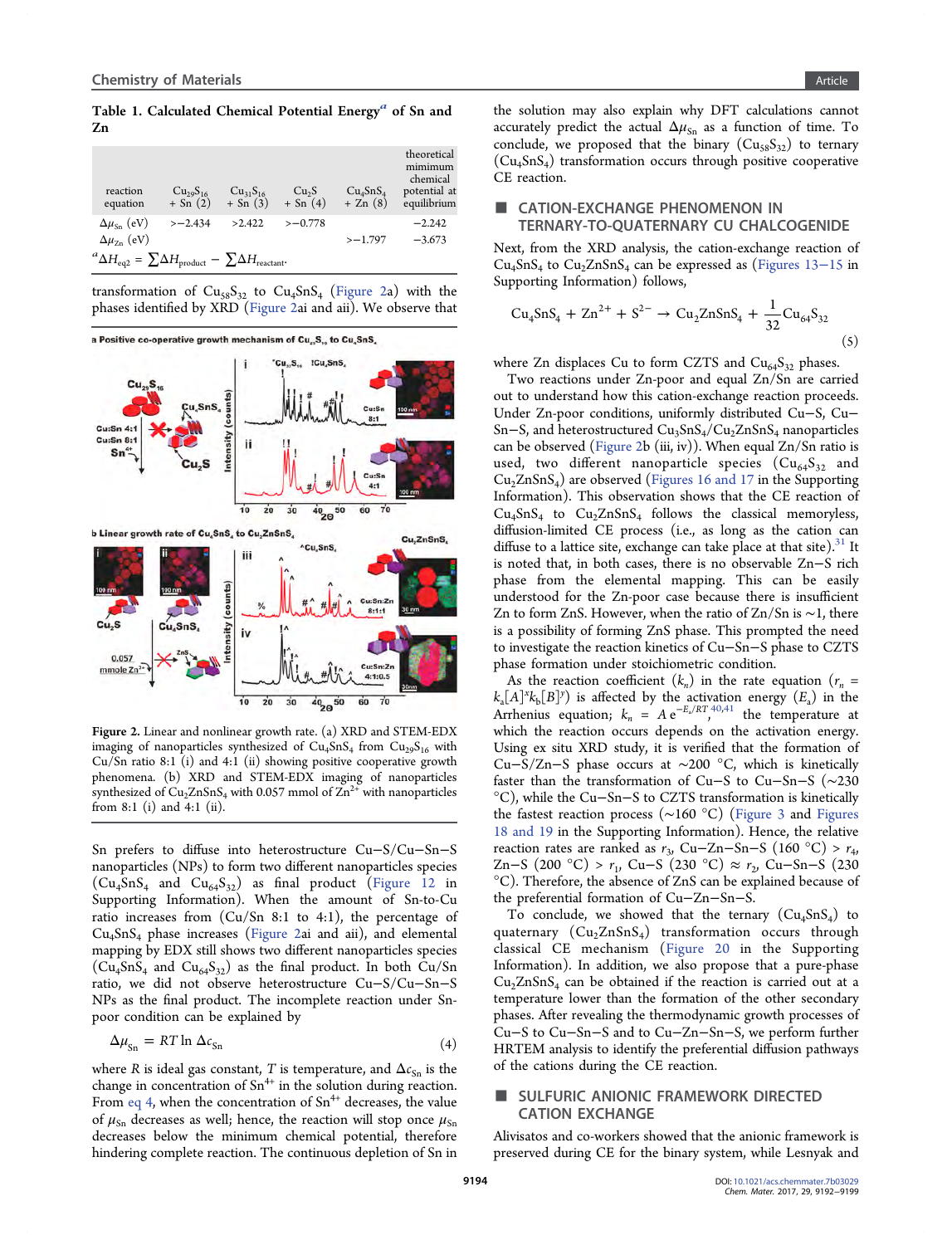**Table 1. Calculated Chemical Potential Energy[a] of Sn and Zn**

| reaction equation | $Cu_{29}S_{16}$ + Sn (2) | $Cu_{31}S_{16}$ + Sn (3) | $Cu_2S$ + Sn (4) | $Cu_4SnS_4$ + Zn (8) | theoretical mimimum chemical potential at equilibrium |
|---|---|---|---|---|---|
| $\Delta\mu_{Sn}$ (eV) | >−2.434 | >2.422 | >−0.778 | | −2.242 |
| $\Delta\mu_{Zn}$ (eV) | | | | >−1.797 | −3.673 |

[a] $\Delta H_{eq2} = \sum \Delta H_{product} - \sum \Delta H_{reactant}$.

transformation of $Cu_{58}S_{32}$ to $Cu_4SnS_4$ (Figure 2a) with the phases identified by XRD (Figure 2ai and aii). We observe that

Figure 2. Linear and nonlinear growth rate. (a) XRD and STEM-EDX imaging of nanoparticles synthesized of $Cu_4SnS_4$ from $Cu_{29}S_{16}$ with Cu/Sn ratio 8:1 (i) and 4:1 (ii) showing positive cooperative growth phenomena. (b) XRD and STEM-EDX imaging of nanoparticles synthesized of $Cu_2ZnSnS_4$ with 0.057 mmol of $Zn^{2+}$ with nanoparticles from 8:1 (i) and 4:1 (ii).

Sn prefers to diffuse into heterostructure Cu−S/Cu−Sn−S nanoparticles (NPs) to form two different nanoparticles species ($Cu_4SnS_4$ and $Cu_{64}S_{32}$) as final product (Figure 12 in Supporting Information). When the amount of Sn-to-Cu ratio increases from (Cu/Sn 8:1 to 4:1), the percentage of $Cu_4SnS_4$ phase increases (Figure 2ai and aii), and elemental mapping by EDX still shows two different nanoparticles species ($Cu_4SnS_4$ and $Cu_{64}S_{32}$) as the final product. In both Cu/Sn ratio, we did not observe heterostructure Cu−S/Cu−Sn−S NPs as the final product. The incomplete reaction under Sn-poor condition can be explained by

$$\Delta\mu_{Sn} = RT \ln \Delta c_{Sn} \tag{4}$$

where $R$ is ideal gas constant, $T$ is temperature, and $\Delta c_{Sn}$ is the change in concentration of $Sn^{4+}$ in the solution during reaction. From eq 4, when the concentration of $Sn^{4+}$ decreases, the value of $\mu_{Sn}$ decreases as well; hence, the reaction will stop once $\mu_{Sn}$ decreases below the minimum chemical potential, therefore hindering complete reaction. The continuous depletion of Sn in the solution may also explain why DFT calculations cannot accurately predict the actual $\Delta\mu_{Sn}$ as a function of time. To conclude, we proposed that the binary ($Cu_{58}S_{32}$) to ternary ($Cu_4SnS_4$) transformation occurs through positive cooperative CE reaction.

## CATION-EXCHANGE PHENOMENON IN TERNARY-TO-QUATERNARY CU CHALCOGENIDE

Next, from the XRD analysis, the cation-exchange reaction of $Cu_4SnS_4$ to $Cu_2ZnSnS_4$ can be expressed as (Figures 13−15 in Supporting Information) follows,

$$Cu_4SnS_4 + Zn^{2+} + S^{2-} \rightarrow Cu_2ZnSnS_4 + \frac{1}{32}Cu_{64}S_{32} \tag{5}$$

where Zn displaces Cu to form CZTS and $Cu_{64}S_{32}$ phases.

Two reactions under Zn-poor and equal Zn/Sn are carried out to understand how this cation-exchange reaction proceeds. Under Zn-poor conditions, uniformly distributed Cu−S, Cu−Sn−S, and heterostructured $Cu_3SnS_4$/$Cu_2ZnSnS_4$ nanoparticles can be observed (Figure 2b (iii, iv)). When equal Zn/Sn ratio is used, two different nanoparticle species ($Cu_{64}S_{32}$ and $Cu_2ZnSnS_4$) are observed (Figures 16 and 17 in the Supporting Information). This observation shows that the CE reaction of $Cu_4SnS_4$ to $Cu_2ZnSnS_4$ follows the classical memoryless, diffusion-limited CE process (i.e., as long as the cation can diffuse to a lattice site, exchange can take place at that site).[31] It is noted that, in both cases, there is no observable Zn−S rich phase from the elemental mapping. This can be easily understood for the Zn-poor case because there is insufficient Zn to form ZnS. However, when the ratio of Zn/Sn is ∼1, there is a possibility of forming ZnS phase. This prompted the need to investigate the reaction kinetics of Cu−Sn−S phase to CZTS phase formation under stoichiometric condition.

As the reaction coefficient ($k_n$) in the rate equation ($r_n = k_a[A]^x k_b[B]^y$) is affected by the activation energy ($E_a$) in the Arrhenius equation; $k_n = A\,e^{-E_a/RT}$[40,41] the temperature at which the reaction occurs depends on the activation energy. Using ex situ XRD study, it is verified that the formation of Cu−S/Zn−S phase occurs at ∼200 °C, which is kinetically faster than the transformation of Cu−S to Cu−Sn−S (∼230 °C), while the Cu−Sn−S to CZTS transformation is kinetically the fastest reaction process (∼160 °C) (Figure 3 and Figures 18 and 19 in the Supporting Information). Hence, the relative reaction rates are ranked as $r_3$, Cu−Zn−Sn−S (160 °C) > $r_4$, Zn−S (200 °C) > $r_1$, Cu−S (230 °C) ≈ $r_2$, Cu−Sn−S (230 °C). Therefore, the absence of ZnS can be explained because of the preferential formation of Cu−Zn−Sn−S.

To conclude, we showed that the ternary ($Cu_4SnS_4$) to quaternary ($Cu_2ZnSnS_4$) transformation occurs through classical CE mechanism (Figure 20 in the Supporting Information). In addition, we also propose that a pure-phase $Cu_2ZnSnS_4$ can be obtained if the reaction is carried out at a temperature lower than the formation of the other secondary phases. After revealing the thermodynamic growth processes of Cu−S to Cu−Sn−S and to Cu−Zn−Sn−S, we perform further HRTEM analysis to identify the preferential diffusion pathways of the cations during the CE reaction.

## SULFURIC ANIONIC FRAMEWORK DIRECTED CATION EXCHANGE

Alivisatos and co-workers showed that the anionic framework is preserved during CE for the binary system, while Lesnyak and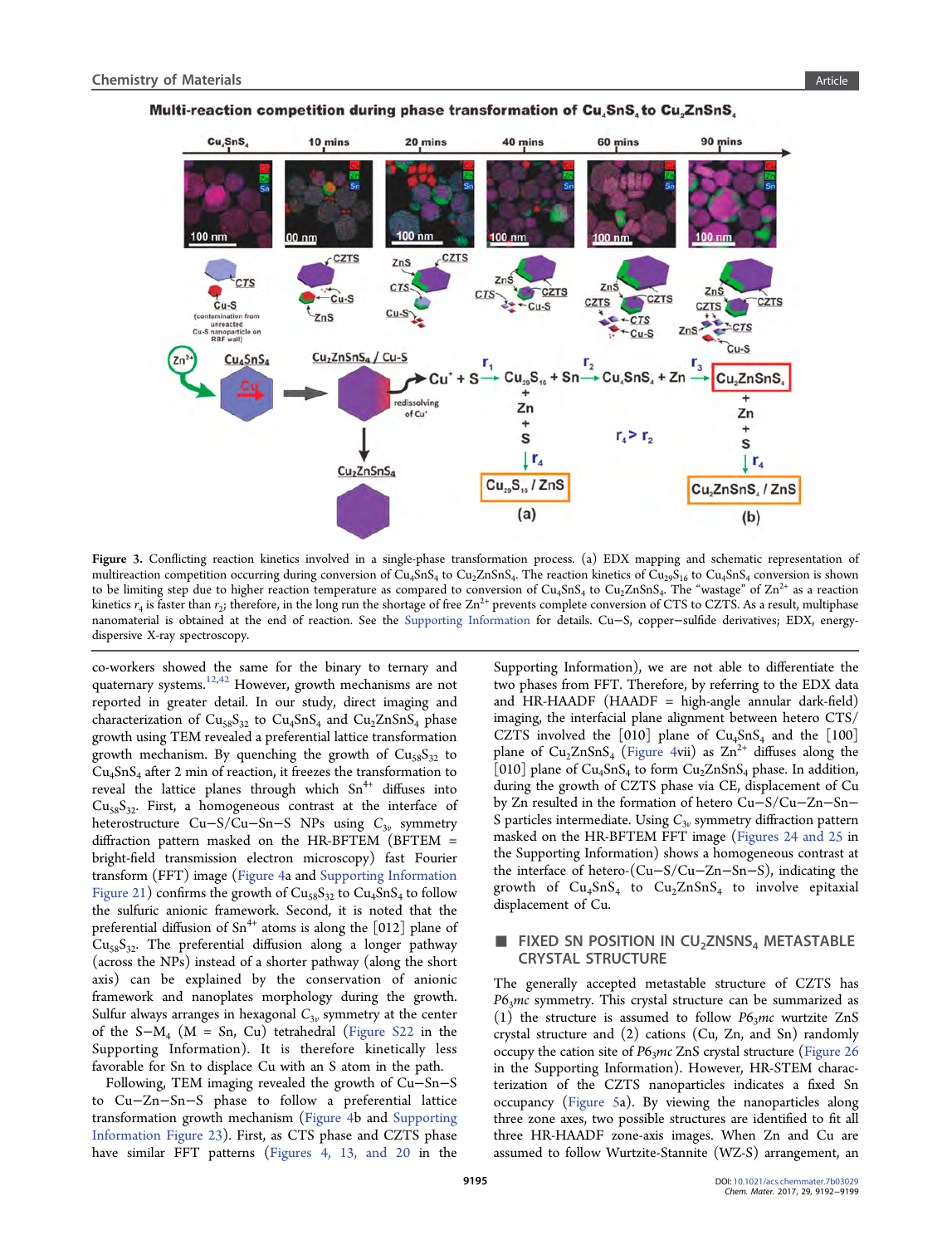Figure 3. Conflicting reaction kinetics involved in a single-phase transformation process. (a) EDX mapping and schematic representation of multireaction competition occurring during conversion of $Cu_4SnS_4$ to $Cu_2ZnSnS_4$. The reaction kinetics of $Cu_{29}S_{16}$ to $Cu_4SnS_4$ conversion is shown to be limiting step due to higher reaction temperature as compared to conversion of $Cu_4SnS_4$ to $Cu_2ZnSnS_4$. The "wastage" of $Zn^{2+}$ as a reaction kinetics $r_4$ is faster than $r_2$; therefore, in the long run the shortage of free $Zn^{2+}$ prevents complete conversion of CTS to CZTS. As a result, multiphase nanomaterial is obtained at the end of reaction. See the Supporting Information for details. Cu−S, copper−sulfide derivatives; EDX, energy-dispersive X-ray spectroscopy.

co-workers showed the same for the binary to ternary and quaternary systems.[12,42] However, growth mechanisms are not reported in greater detail. In our study, direct imaging and characterization of $Cu_{58}S_{32}$ to $Cu_4SnS_4$ and $Cu_2ZnSnS_4$ phase growth using TEM revealed a preferential lattice transformation growth mechanism. By quenching the growth of $Cu_{58}S_{32}$ to $Cu_4SnS_4$ after 2 min of reaction, it freezes the transformation to reveal the lattice planes through which $Sn^{4+}$ diffuses into $Cu_{58}S_{32}$. First, a homogeneous contrast at the interface of heterostructure Cu−S/Cu−Sn−S NPs using $C_{3v}$ symmetry diffraction pattern masked on the HR-BFTEM (BFTEM = bright-field transmission electron microscopy) fast Fourier transform (FFT) image (Figure 4a and Supporting Information Figure 21) confirms the growth of $Cu_{58}S_{32}$ to $Cu_4SnS_4$ to follow the sulfuric anionic framework. Second, it is important that the preferential diffusion of $Sn^{4+}$ atoms is along the [012] plane of $Cu_{58}S_{32}$. The preferential diffusion along a longer pathway (across the NPs) instead of a shorter pathway (along the short axis) can be explained by the conservation of anionic framework and nanoplates morphology during the growth. Sulfur always arranges in hexagonal $C_{3v}$ symmetry at the center of the S−$M_4$ (M = Sn, Cu) tetrahedral (Figure S22 in the Supporting Information). It is therefore kinetically less favorable for Sn to displace Cu with an S atom in the path.

Following, TEM imaging revealed the growth of Cu−Sn−S to Cu−Zn−Sn−S phase to follow a preferential lattice transformation growth mechanism (Figure 4b and Supporting Information Figure 23). First, as CTS phase and CZTS phase have similar FFT patterns (Figures 4, 13, and 20 in the Supporting Information), we are not able to differentiate the two phases from FFT. Therefore, by referring to the EDX data and HR-HAADF (HAADF = high-angle annular dark-field) imaging, the interfacial plane alignment between hetero CTS/CZTS involved the [010] plane of $Cu_4SnS_4$ and the [100] plane of $Cu_2ZnSnS_4$ (Figure 4vii) as $Zn^{2+}$ diffuses along the [010] plane of $Cu_4SnS_4$ to form $Cu_2ZnSnS_4$ phase. In addition, during the growth of CZTS phase via CE, displacement of Cu by Zn resulted in the formation of hetero Cu−S/Cu−Zn−Sn−S particles intermediate. Using $C_{3v}$ symmetry diffraction pattern masked on the HR-BFTEM FFT image (Figures 24 and 25 in the Supporting Information) shows a homogeneous contrast at the interface of hetero-(Cu−S/Cu−Zn−Sn−S), indicating the growth of $Cu_4SnS_4$ to $Cu_2ZnSnS_4$ to involve epitaxial displacement of Cu.

## ■ FIXED SN POSITION IN $Cu_2ZnSnS_4$ METASTABLE CRYSTAL STRUCTURE

The generally accepted metastable structure of CZTS has $P6_3mc$ symmetry. This crystal structure can be summarized as (1) the structure is assumed to follow $P6_3mc$ wurtzite ZnS crystal structure and (2) cations (Cu, Zn, and Sn) randomly occupy the cation site of $P6_3mc$ ZnS crystal structure (Figure 26 in the Supporting Information). However, HR-STEM characterization of the CZTS nanoparticles indicates a fixed Sn occupancy (Figure 5a). By viewing the nanoparticles along three zone axes, two possible structures are identified to fit all three HR-HAADF zone-axis images. When Zn and Cu are assumed to follow Wurtzite-Stannite (WZ-S) arrangement, an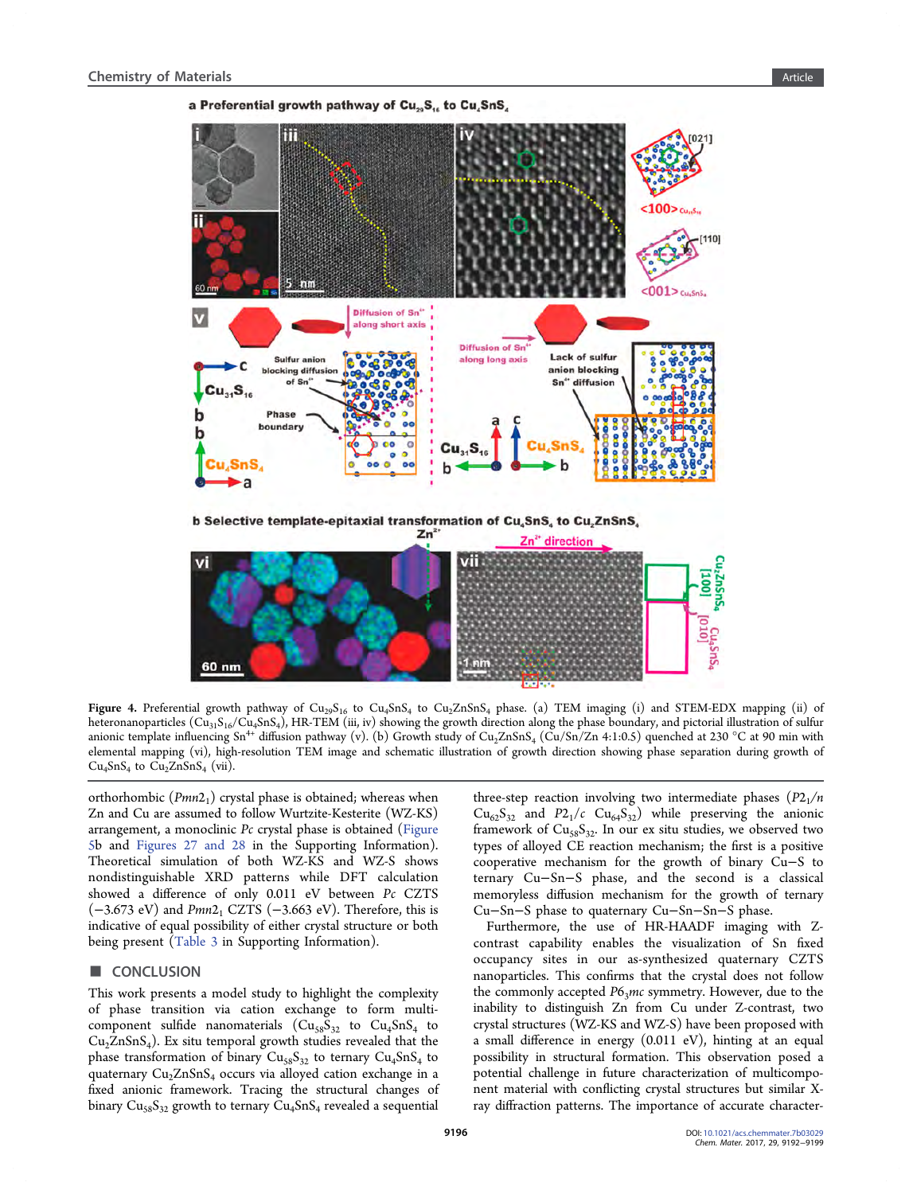**Figure 4.** Preferential growth pathway of $Cu_{29}S_{16}$ to $Cu_4SnS_4$ to $Cu_2ZnSnS_4$ phase. (a) TEM imaging (i) and STEM-EDX mapping (ii) of heteronanoparticles ($Cu_{31}S_{16}$/$Cu_4SnS_4$), HR-TEM (iii, iv) showing the growth direction along the phase boundary, and pictorial illustration of sulfur anionic template influencing $Sn^{4+}$ diffusion pathway (v). (b) Growth study of $Cu_2ZnSnS_4$ (Cu/Sn/Zn 4:1:0.5) quenched at 230 °C at 90 min with elemental mapping (vi), high-resolution TEM image and schematic illustration of growth direction showing phase separation during growth of $Cu_4SnS_4$ to $Cu_2ZnSnS_4$ (vii).

orthorhombic ($Pmn2_1$) crystal phase is obtained; whereas when Zn and Cu are assumed to follow Wurtzite-Kesterite (WZ-KS) arrangement, a monoclinic *Pc* crystal phase is obtained (Figure 5b and Figures 27 and 28 in the Supporting Information). Theoretical simulation of both WZ-KS and WZ-S shows nondistinguishable XRD patterns while DFT calculation showed a difference of only 0.011 eV between *Pc* CZTS (−3.673 eV) and $Pmn2_1$ CZTS (−3.663 eV). Therefore, this is indicative of equal possibility of either crystal structure or both being present (Table 3 in Supporting Information).

## ■ CONCLUSION

This work presents a model study to highlight the complexity of phase transition via cation exchange to form multicomponent sulfide nanomaterials ($Cu_{58}S_{32}$ to $Cu_4SnS_4$ to $Cu_2ZnSnS_4$). Ex situ temporal growth studies revealed that the phase transformation of binary $Cu_{58}S_{32}$ to ternary $Cu_4SnS_4$ to quaternary $Cu_2ZnSnS_4$ occurs via alloyed cation exchange in a fixed anionic framework. Tracing the structural changes of binary $Cu_{58}S_{32}$ growth to ternary $Cu_4SnS_4$ revealed a sequential three-step reaction involving two intermediate phases ($P2_1/n$ $Cu_{62}S_{32}$ and $P2_1/c$ $Cu_{64}S_{32}$) while preserving the anionic framework of $Cu_{58}S_{32}$. In our ex situ studies, we observed two types of alloyed CE reaction mechanism; the first is a positive cooperative mechanism for the growth of binary Cu−S to ternary Cu−Sn−S phase, and the second is a classical memoryless diffusion mechanism for the growth of ternary Cu−Sn−S phase to quaternary Cu−Sn−Sn−S phase.

Furthermore, the use of HR-HAADF imaging with Z-contrast capability enables the visualization of Sn fixed occupancy sites in our as-synthesized quaternary CZTS nanoparticles. This confirms that the crystal does not follow the commonly accepted $P6_3mc$ symmetry. However, due to the inability to distinguish Zn from Cu under Z-contrast, two crystal structures (WZ-KS and WZ-S) have been proposed with a small difference in energy (0.011 eV), hinting at an equal possibility in structural formation. This observation posed a potential challenge in future characterization of multicomponent material with conflicting crystal structures but similar X-ray diffraction patterns. The importance of accurate character-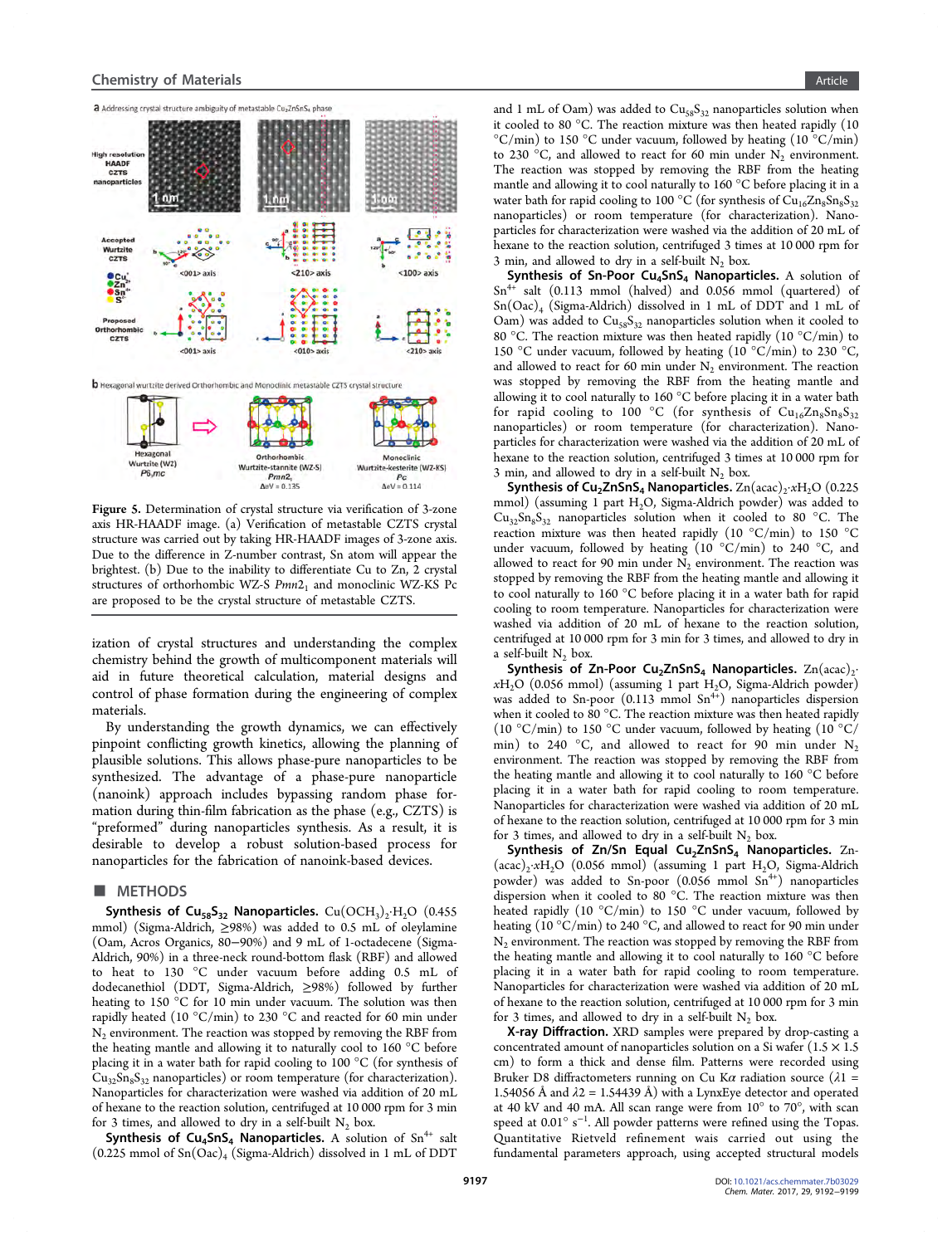**Figure 5.** Determination of crystal structure via verification of 3-zone axis HR-HAADF image. (a) Verification of metastable CZTS crystal structure was carried out by taking HR-HAADF images of 3-zone axis. Due to the difference in Z-number contrast, Sn atom will appear the brightest. (b) Due to the inability to differentiate Cu to Zn, 2 crystal structures of orthorhombic WZ-S $Pmn2_1$ and monoclinic WZ-KS Pc are proposed to be the crystal structure of metastable CZTS.

ization of crystal structures and understanding the complex chemistry behind the growth of multicomponent materials will aid in future theoretical calculation, material designs and control of phase formation during the engineering of complex materials.

By understanding the growth dynamics, we can effectively pinpoint conflicting growth kinetics, allowing the planning of plausible solutions. This allows phase-pure nanoparticles to be synthesized. The advantage of a phase-pure nanoparticle (nanoink) approach includes bypassing random phase formation during thin-film fabrication as the phase (e.g., CZTS) is "preformed" during nanoparticles synthesis. As a result, it is desirable to develop a robust solution-based process for nanoparticles for the fabrication of nanoink-based devices.

## ■ METHODS

**Synthesis of $Cu_{58}S_{32}$ Nanoparticles.** $Cu(OCH_3)_2{\cdot}H_2O$ (0.455 mmol) (Sigma-Aldrich, ≥98%) was added to 0.5 mL of oleylamine (Oam, Acros Organics, 80−90%) and 9 mL of 1-octadecene (Sigma-Aldrich, 90%) in a three-neck round-bottom flask (RBF) and allowed to heat to 130 °C under vacuum before adding 0.5 mL of dodecanethiol (DDT, Sigma-Aldrich, ≥98%) followed by further heating to 150 °C for 10 min under vacuum. The solution was then rapidly heated (10 °C/min) to 230 °C and reacted for 60 min under $N_2$ environment. The reaction was stopped by removing the RBF from the heating mantle and allowing it to naturally cool to 160 °C before placing it in a water bath for rapid cooling to 100 °C (for synthesis of $Cu_{32}Sn_8S_{32}$ nanoparticles) or room temperature (for characterization). Nanoparticles for characterization were washed via addition of 20 mL of hexane to the reaction solution, centrifuged at 10 000 rpm for 3 min for 3 times, and allowed to dry in a self-built $N_2$ box.

**Synthesis of $Cu_4SnS_4$ Nanoparticles.** A solution of $Sn^{4+}$ salt (0.225 mmol of $Sn(Oac)_4$ (Sigma-Aldrich) dissolved in 1 mL of DDT and 1 mL of Oam) was added to $Cu_{58}S_{32}$ nanoparticles solution when it cooled to 80 °C. The reaction mixture was then heated rapidly (10 °C/min) to 150 °C under vacuum, followed by heating (10 °C/min) to 230 °C, and allowed to react for 60 min under $N_2$ environment. The reaction was stopped by removing the RBF from the heating mantle and allowing it to cool naturally to 160 °C before placing it in a water bath for rapid cooling to 100 °C (for synthesis of $Cu_{16}Zn_8Sn_8S_{32}$ nanoparticles) or room temperature (for characterization). Nanoparticles for characterization were washed via the addition of 20 mL of hexane to the reaction solution, centrifuged 3 times at 10 000 rpm for 3 min, and allowed to dry in a self-built $N_2$ box.

**Synthesis of Sn-Poor $Cu_4SnS_4$ Nanoparticles.** A solution of $Sn^{4+}$ salt (0.113 mmol (halved) and 0.056 mmol (quartered) of $Sn(Oac)_4$ (Sigma-Aldrich) dissolved in 1 mL of DDT and 1 mL of Oam) was added to $Cu_{58}S_{32}$ nanoparticles solution when it cooled to 80 °C. The reaction mixture was then heated rapidly (10 °C/min) to 150 °C under vacuum, followed by heating (10 °C/min) to 230 °C, and allowed to react for 60 min under $N_2$ environment. The reaction was stopped by removing the RBF from the heating mantle and allowing it to cool naturally to 160 °C before placing it in a water bath for rapid cooling to 100 °C (for synthesis of $Cu_{16}Zn_8Sn_8S_{32}$ nanoparticles) or room temperature (for characterization). Nanoparticles for characterization were washed via the addition of 20 mL of hexane to the reaction solution, centrifuged 3 times at 10 000 rpm for 3 min, and allowed to dry in a self-built $N_2$ box.

**Synthesis of $Cu_2ZnSnS_4$ Nanoparticles.** $Zn(acac)_2{\cdot}xH_2O$ (0.225 mmol) (assuming 1 part $H_2O$, Sigma-Aldrich powder) was added to $Cu_{32}Sn_8S_{32}$ nanoparticles solution when it cooled to 80 °C. The reaction mixture was then heated rapidly (10 °C/min) to 150 °C under vacuum, followed by heating (10 °C/min) to 240 °C, and allowed to react for 90 min under $N_2$ environment. The reaction was stopped by removing the RBF from the heating mantle and allowing it to cool naturally to 160 °C before placing it in a water bath for rapid cooling to room temperature. Nanoparticles for characterization were washed via addition of 20 mL of hexane to the reaction solution, centrifuged at 10 000 rpm for 3 min for 3 times, and allowed to dry in a self-built $N_2$ box.

**Synthesis of Zn-Poor $Cu_2ZnSnS_4$ Nanoparticles.** $Zn(acac)_2{\cdot}xH_2O$ (0.056 mmol) (assuming 1 part $H_2O$, Sigma-Aldrich powder) was added to Sn-poor (0.113 mmol $Sn^{4+}$) nanoparticles dispersion when it cooled to 80 °C. The reaction mixture was then heated rapidly (10 °C/min) to 150 °C under vacuum, followed by heating (10 °C/min) to 240 °C, and allowed to react for 90 min under $N_2$ environment. The reaction was stopped by removing the RBF from the heating mantle and allowing it to cool naturally to 160 °C before placing it in a water bath for rapid cooling to room temperature. Nanoparticles for characterization were washed via addition of 20 mL of hexane to the reaction solution, centrifuged at 10 000 rpm for 3 min for 3 times, and allowed to dry in a self-built $N_2$ box.

**Synthesis of Zn/Sn Equal $Cu_2ZnSnS_4$ Nanoparticles.** $Zn(acac)_2{\cdot}xH_2O$ (0.056 mmol) (assuming 1 part $H_2O$, Sigma-Aldrich powder) was added to Sn-poor (0.056 mmol $Sn^{4+}$) nanoparticles dispersion when it cooled to 80 °C. The reaction mixture was then heated rapidly (10 °C/min) to 150 °C under vacuum, followed by heating (10 °C/min) to 240 °C, and allowed to react for 90 min under $N_2$ environment. The reaction was stopped by removing the RBF from the heating mantle and allowing it to cool naturally to 160 °C before placing it in a water bath for rapid cooling to room temperature. Nanoparticles for characterization were washed via addition of 20 mL of hexane to the reaction solution, centrifuged at 10 000 rpm for 3 min for 3 times, and allowed to dry in a self-built $N_2$ box.

**X-ray Diffraction.** XRD samples were prepared by drop-casting a concentrated amount of nanoparticles solution on a Si wafer (1.5 × 1.5 cm) to form a thick and dense film. Patterns were recorded using Bruker D8 diffractometers running on Cu Kα radiation source ($\lambda 1$ = 1.54056 Å and $\lambda 2$ = 1.54439 Å) with a LynxEye detector and operated at 40 kV and 40 mA. All scan range were from 10° to 70°, with scan speed at 0.01° $s^{-1}$. All powder patterns were refined using the Topas. Quantitative Rietveld refinement wais carried out using the fundamental parameters approach, using accepted structural models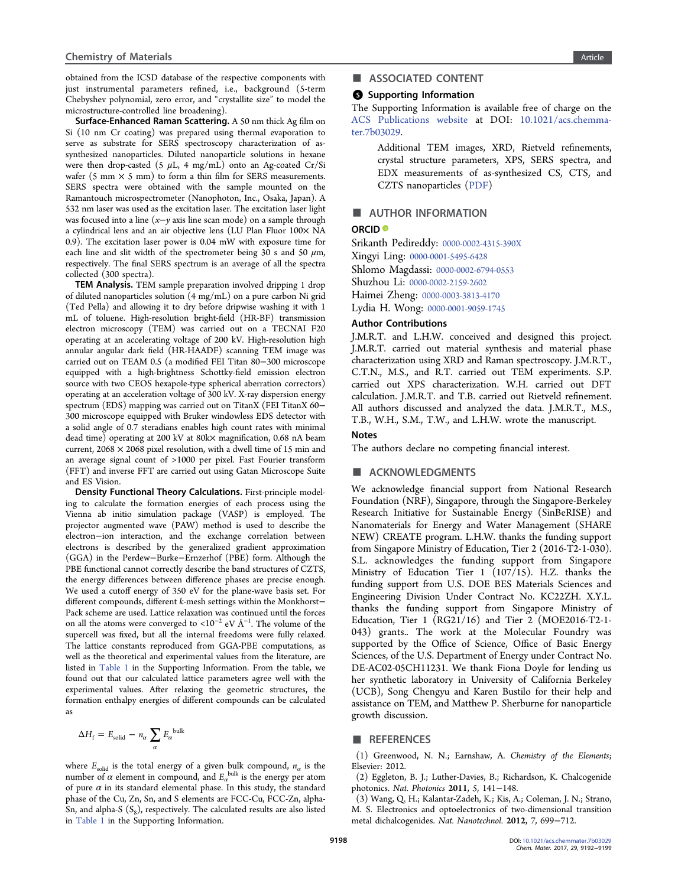obtained from the ICSD database of the respective components with just instrumental parameters refined, i.e., background (5-term Chebyshev polynomial, zero error, and "crystallite size" to model the microstructure-controlled line broadening).

**Surface-Enhanced Raman Scattering.** A 50 nm thick Ag film on Si (10 nm Cr coating) was prepared using thermal evaporation to serve as substrate for SERS spectroscopy characterization of as-synthesized nanoparticles. Diluted nanoparticle solutions in hexane were then drop-casted (5 μL, 4 mg/mL) onto an Ag-coated Cr/Si wafer (5 mm × 5 mm) to form a thin film for SERS measurements. SERS spectra were obtained with the sample mounted on the Ramantouch microspectrometer (Nanophoton, Inc., Osaka, Japan). A 532 nm laser was used as the excitation laser. The excitation laser light was focused into a line ($x$–$y$ axis line scan mode) on a sample through a cylindrical lens and an air objective lens (LU Plan Fluor 100× NA 0.9). The excitation laser power is 0.04 mW with exposure time for each line and slit width of the spectrometer being 30 s and 50 μm, respectively. The final SERS spectrum is an average of all the spectra collected (300 spectra).

**TEM Analysis.** TEM sample preparation involved dripping 1 drop of diluted nanoparticles solution (4 mg/mL) on a pure carbon Ni grid (Ted Pella) and allowing it to dry before dripwise washing it with 1 mL of toluene. High-resolution bright-field (HR-BF) transmission electron microscopy (TEM) was carried out on a TECNAI F20 operating at an accelerating voltage of 200 kV. High-resolution high annular angular dark field (HR-HAADF) scanning TEM image was carried out on TEAM 0.5 (a modified FEI Titan 80−300 microscope equipped with a high-brightness Schottky-field emission electron source with two CEOS hexapole-type spherical aberration correctors) operating at an acceleration voltage of 300 kV. X-ray dispersion energy spectrum (EDS) mapping was carried out on TitanX (FEI TitanX 60−300 microscope equipped with Bruker windowless EDS detector with a solid angle of 0.7 steradians enables high count rates with minimal dead time) operating at 200 kV at 80k× magnification, 0.68 nA beam current, 2068 × 2068 pixel resolution, with a dwell time of 15 min and an average signal count of >1000 per pixel. Fast Fourier transform (FFT) and inverse FFT are carried out using Gatan Microscope Suite and ES Vision.

**Density Functional Theory Calculations.** First-principle modeling to calculate the formation energies of each process using the Vienna ab initio simulation package (VASP) is employed. The projector augmented wave (PAW) method is used to describe the electron−ion interaction, and the exchange correlation between electrons is described by the generalized gradient approximation (GGA) in the Perdew−Burke−Ernzerhof (PBE) form. Although the PBE functional cannot correctly describe the band structures of CZTS, the energy differences between difference phases are precise enough. We used a cutoff energy of 350 eV for the plane-wave basis set. For different compounds, different $k$-mesh settings within the Monkhorst−Pack scheme are used. Lattice relaxation was continued until the forces on all the atoms were converged to $<10^{-2}$ eV Å$^{-1}$. The volume of the supercell was fixed, but all the internal freedoms were fully relaxed. The lattice constants reproduced from GGA-PBE computations, as well as the theoretical and experimental values from the literature, are listed in Table 1 in the Supporting Information. From the table, we found out that our calculated lattice parameters agree well with the experimental values. After relaxing the geometric structures, the formation enthalpy energies of different compounds can be calculated as

$$\Delta H_f = E_{solid} - n_\alpha \sum_\alpha E_\alpha^{bulk}$$

where $E_{solid}$ is the total energy of a given bulk compound, $n_\alpha$ is the number of $\alpha$ element in compound, and $E_\alpha^{bulk}$ is the energy per atom of pure $\alpha$ in its standard elemental phase. In this study, the standard phase of the Cu, Zn, Sn, and S elements are FCC-Cu, FCC-Zn, alpha-Sn, and alpha-S ($S_8$), respectively. The calculated results are also listed in Table 1 in the Supporting Information.

## ■ ASSOCIATED CONTENT

### Supporting Information

The Supporting Information is available free of charge on the ACS Publications website at DOI: 10.1021/acs.chemmater.7b03029.

> Additional TEM images, XRD, Rietveld refinements, crystal structure parameters, XPS, SERS spectra, and EDX measurements of as-synthesized CS, CTS, and CZTS nanoparticles (PDF)

## ■ AUTHOR INFORMATION

### ORCID

Srikanth Pedireddy: 0000-0002-4315-390X
Xingyi Ling: 0000-0001-5495-6428
Shlomo Magdassi: 0000-0002-6794-0553
Shuzhou Li: 0000-0002-2159-2602
Haimei Zheng: 0000-0003-3813-4170
Lydia H. Wong: 0000-0001-9059-1745

### Author Contributions

J.M.R.T. and L.H.W. conceived and designed this project. J.M.R.T. carried out material synthesis and material phase characterization using XRD and Raman spectroscopy. J.M.R.T., C.T.N., M.S., and R.T. carried out TEM experiments. S.P. carried out XPS characterization. W.H. carried out DFT calculation. J.M.R.T. and T.B. carried out Rietveld refinement. All authors discussed and analyzed the data. J.M.R.T., M.S., T.B., W.H., S.M., T.W., and L.H.W. wrote the manuscript.

### Notes

The authors declare no competing financial interest.

## ■ ACKNOWLEDGMENTS

We acknowledge financial support from National Research Foundation (NRF), Singapore, through the Singapore-Berkeley Research Initiative for Sustainable Energy (SinBeRISE) and Nanomaterials for Energy and Water Management (SHARE NEW) CREATE program. L.H.W. thanks the funding support from Singapore Ministry of Education, Tier 2 (2016-T2-1-030). S.L. acknowledges the funding support from Singapore Ministry of Education Tier 1 (107/15). H.Z. thanks the funding support from U.S. DOE BES Materials Sciences and Engineering Division Under Contract No. KC22ZH. X.Y.L. thanks the funding support from Singapore Ministry of Education, Tier 1 (RG21/16) and Tier 2 (MOE2016-T2-1-043) grants.. The work at the Molecular Foundry was supported by the Office of Science, Office of Basic Energy Sciences, of the U.S. Department of Energy under Contract No. DE-AC02-05CH11231. We thank Fiona Doyle for lending us her synthetic laboratory in University of California Berkeley (UCB), Song Chengyu and Karen Bustilo for their help and assistance on TEM, and Matthew P. Sherburne for nanoparticle growth discussion.

## ■ REFERENCES

(1) Greenwood, N. N.; Earnshaw, A. *Chemistry of the Elements*; Elsevier: 2012.

(2) Eggleton, B. J.; Luther-Davies, B.; Richardson, K. Chalcogenide photonics. *Nat. Photonics* **2011**, *5*, 141−148.

(3) Wang, Q. H.; Kalantar-Zadeh, K.; Kis, A.; Coleman, J. N.; Strano, M. S. Electronics and optoelectronics of two-dimensional transition metal dichalcogenides. *Nat. Nanotechnol.* **2012**, *7*, 699−712.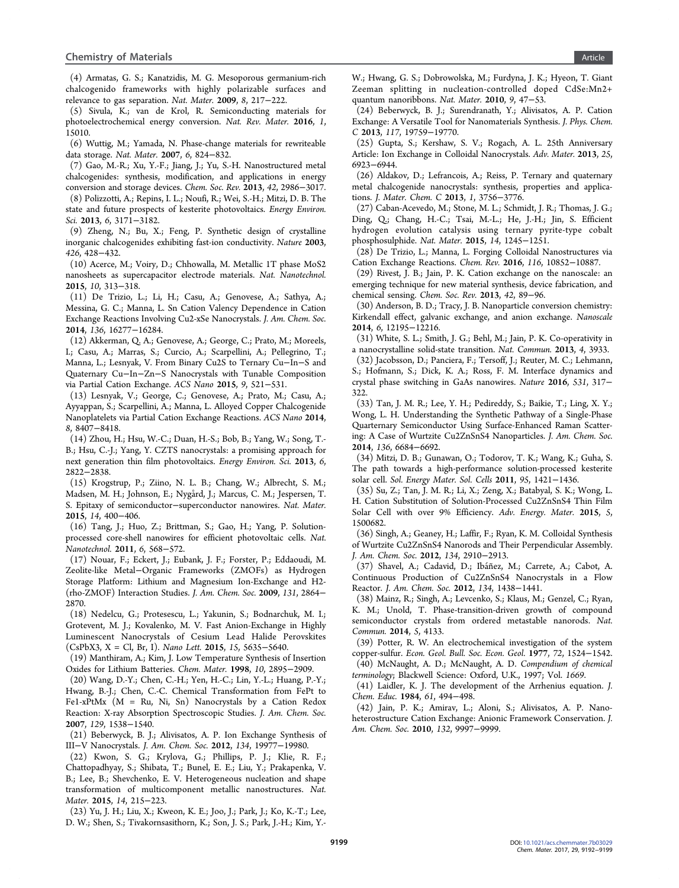(4) Armatas, G. S.; Kanatzidis, M. G. Mesoporous germanium-rich chalcogenido frameworks with highly polarizable surfaces and relevance to gas separation. *Nat. Mater.* **2009**, *8*, 217−222.

(5) Sivula, K.; van de Krol, R. Semiconducting materials for photoelectrochemical energy conversion. *Nat. Rev. Mater.* **2016**, *1*, 15010.

(6) Wuttig, M.; Yamada, N. Phase-change materials for rewriteable data storage. *Nat. Mater.* **2007**, *6*, 824−832.

(7) Gao, M.-R.; Xu, Y.-F.; Jiang, J.; Yu, S.-H. Nanostructured metal chalcogenides: synthesis, modification, and applications in energy conversion and storage devices. *Chem. Soc. Rev.* **2013**, *42*, 2986−3017.

(8) Polizzotti, A.; Repins, I. L.; Noufi, R.; Wei, S.-H.; Mitzi, D. B. The state and future prospects of kesterite photovoltaics. *Energy Environ. Sci.* **2013**, *6*, 3171−3182.

(9) Zheng, N.; Bu, X.; Feng, P. Synthetic design of crystalline inorganic chalcogenides exhibiting fast-ion conductivity. *Nature* **2003**, *426*, 428−432.

(10) Acerce, M.; Voiry, D.; Chhowalla, M. Metallic 1T phase MoS2 nanosheets as supercapacitor electrode materials. *Nat. Nanotechnol.* **2015**, *10*, 313−318.

(11) De Trizio, L.; Li, H.; Casu, A.; Genovese, A.; Sathya, A.; Messina, G. C.; Manna, L. Sn Cation Valency Dependence in Cation Exchange Reactions Involving Cu2-xSe Nanocrystals. *J. Am. Chem. Soc.* **2014**, *136*, 16277−16284.

(12) Akkerman, Q. A.; Genovese, A.; George, C.; Prato, M.; Moreels, I.; Casu, A.; Marras, S.; Curcio, A.; Scarpellini, A.; Pellegrino, T.; Manna, L.; Lesnyak, V. From Binary Cu2S to Ternary Cu−In−S and Quaternary Cu−In−Zn−S Nanocrystals with Tunable Composition via Partial Cation Exchange. *ACS Nano* **2015**, *9*, 521−531.

(13) Lesnyak, V.; George, C.; Genovese, A.; Prato, M.; Casu, A.; Ayyappan, S.; Scarpellini, A.; Manna, L. Alloyed Copper Chalcogenide Nanoplatelets via Partial Cation Exchange Reactions. *ACS Nano* **2014**, *8*, 8407−8418.

(14) Zhou, H.; Hsu, W.-C.; Duan, H.-S.; Bob, B.; Yang, W.; Song, T.-B.; Hsu, C.-J.; Yang, Y. CZTS nanocrystals: a promising approach for next generation thin film photovoltaics. *Energy Environ. Sci.* **2013**, *6*, 2822−2838.

(15) Krogstrup, P.; Ziino, N. L. B.; Chang, W.; Albrecht, S. M.; Madsen, M. H.; Johnson, E.; Nygård, J.; Marcus, C. M.; Jespersen, T. S. Epitaxy of semiconductor−superconductor nanowires. *Nat. Mater.* **2015**, *14*, 400−406.

(16) Tang, J.; Huo, Z.; Brittman, S.; Gao, H.; Yang, P. Solution-processed core-shell nanowires for efficient photovoltaic cells. *Nat. Nanotechnol.* **2011**, *6*, 568−572.

(17) Nouar, F.; Eckert, J.; Eubank, J. F.; Forster, P.; Eddaoudi, M. Zeolite-like Metal−Organic Frameworks (ZMOFs) as Hydrogen Storage Platform: Lithium and Magnesium Ion-Exchange and H2-(rho-ZMOF) Interaction Studies. *J. Am. Chem. Soc.* **2009**, *131*, 2864−2870.

(18) Nedelcu, G.; Protesescu, L.; Yakunin, S.; Bodnarchuk, M. I.; Grotevent, M. J.; Kovalenko, M. V. Fast Anion-Exchange in Highly Luminescent Nanocrystals of Cesium Lead Halide Perovskites (CsPbX3, X = Cl, Br, I). *Nano Lett.* **2015**, *15*, 5635−5640.

(19) Manthiram, A.; Kim, J. Low Temperature Synthesis of Insertion Oxides for Lithium Batteries. *Chem. Mater.* **1998**, *10*, 2895−2909.

(20) Wang, D.-Y.; Chen, C.-H.; Yen, H.-C.; Lin, Y.-L.; Huang, P.-Y.; Hwang, B.-J.; Chen, C.-C. Chemical Transformation from FePt to Fe1-xPtMx (M = Ru, Ni, Sn) Nanocrystals by a Cation Redox Reaction: X-ray Absorption Spectroscopic Studies. *J. Am. Chem. Soc.* **2007**, *129*, 1538−1540.

(21) Beberwyck, B. J.; Alivisatos, A. P. Ion Exchange Synthesis of III−V Nanocrystals. *J. Am. Chem. Soc.* **2012**, *134*, 19977−19980.

(22) Kwon, S. G.; Krylova, G.; Phillips, P. J.; Klie, R. F.; Chattopadhyay, S.; Shibata, T.; Bunel, E. E.; Liu, Y.; Prakapenka, V. B.; Lee, B.; Shevchenko, E. V. Heterogeneous nucleation and shape transformation of multicomponent metallic nanostructures. *Nat. Mater.* **2015**, *14*, 215−223.

(23) Yu, J. H.; Liu, X.; Kweon, K. E.; Joo, J.; Park, J.; Ko, K.-T.; Lee, D. W.; Shen, S.; Tivakornsasithorn, K.; Son, J. S.; Park, J.-H.; Kim, Y.-W.; Hwang, G. S.; Dobrowolska, M.; Furdyna, J. K.; Hyeon, T. Giant Zeeman splitting in nucleation-controlled doped CdSe:Mn2+ quantum nanoribbons. *Nat. Mater.* **2010**, *9*, 47−53.

(24) Beberwyck, B. J.; Surendranath, Y.; Alivisatos, A. P. Cation Exchange: A Versatile Tool for Nanomaterials Synthesis. *J. Phys. Chem. C* **2013**, *117*, 19759−19770.

(25) Gupta, S.; Kershaw, S. V.; Rogach, A. L. 25th Anniversary Article: Ion Exchange in Colloidal Nanocrystals. *Adv. Mater.* **2013**, *25*, 6923−6944.

(26) Aldakov, D.; Lefrancois, A.; Reiss, P. Ternary and quaternary metal chalcogenide nanocrystals: synthesis, properties and applications. *J. Mater. Chem. C* **2013**, *1*, 3756−3776.

(27) Caban-Acevedo, M.; Stone, M. L.; Schmidt, J. R.; Thomas, J. G.; Ding, Q.; Chang, H.-C.; Tsai, M.-L.; He, J.-H.; Jin, S. Efficient hydrogen evolution catalysis using ternary pyrite-type cobalt phosphosulphide. *Nat. Mater.* **2015**, *14*, 1245−1251.

(28) De Trizio, L.; Manna, L. Forging Colloidal Nanostructures via Cation Exchange Reactions. *Chem. Rev.* **2016**, *116*, 10852−10887.

(29) Rivest, J. B.; Jain, P. K. Cation exchange on the nanoscale: an emerging technique for new material synthesis, device fabrication, and chemical sensing. *Chem. Soc. Rev.* **2013**, *42*, 89−96.

(30) Anderson, B. D.; Tracy, J. B. Nanoparticle conversion chemistry: Kirkendall effect, galvanic exchange, and anion exchange. *Nanoscale* **2014**, *6*, 12195−12216.

(31) White, S. L.; Smith, J. G.; Behl, M.; Jain, P. K. Co-operativity in a nanocrystalline solid-state transition. *Nat. Commun.* **2013**, *4*, 3933.

(32) Jacobsson, D.; Panciera, F.; Tersoff, J.; Reuter, M. C.; Lehmann, S.; Hofmann, S.; Dick, K. A.; Ross, F. M. Interface dynamics and crystal phase switching in GaAs nanowires. *Nature* **2016**, *531*, 317−322.

(33) Tan, J. M. R.; Lee, Y. H.; Pedireddy, S.; Baikie, T.; Ling, X. Y.; Wong, L. H. Understanding the Synthetic Pathway of a Single-Phase Quarternary Semiconductor Using Surface-Enhanced Raman Scattering: A Case of Wurtzite Cu2ZnSnS4 Nanoparticles. *J. Am. Chem. Soc.* **2014**, *136*, 6684−6692.

(34) Mitzi, D. B.; Gunawan, O.; Todorov, T. K.; Wang, K.; Guha, S. The path towards a high-performance solution-processed kesterite solar cell. *Sol. Energy Mater. Sol. Cells* **2011**, *95*, 1421−1436.

(35) Su, Z.; Tan, J. M. R.; Li, X.; Zeng, X.; Batabyal, S. K.; Wong, L. H. Cation Substitution of Solution-Processed Cu2ZnSnS4 Thin Film Solar Cell with over 9% Efficiency. *Adv. Energy. Mater.* **2015**, *5*, 1500682.

(36) Singh, A.; Geaney, H.; Laffir, F.; Ryan, K. M. Colloidal Synthesis of Wurtzite Cu2ZnSnS4 Nanorods and Their Perpendicular Assembly. *J. Am. Chem. Soc.* **2012**, *134*, 2910−2913.

(37) Shavel, A.; Cadavid, D.; Ibáñez, M.; Carrete, A.; Cabot, A. Continuous Production of Cu2ZnSnS4 Nanocrystals in a Flow Reactor. *J. Am. Chem. Soc.* **2012**, *134*, 1438−1441.

(38) Mainz, R.; Singh, A.; Levcenko, S.; Klaus, M.; Genzel, C.; Ryan, K. M.; Unold, T. Phase-transition-driven growth of compound semiconductor crystals from ordered metastable nanorods. *Nat. Commun.* **2014**, *5*, 4133.

(39) Potter, R. W. An electrochemical investigation of the system copper-sulfur. *Econ. Geol. Bull. Soc. Econ. Geol.* **1977**, *72*, 1524−1542.

(40) McNaught, A. D.; McNaught, A. D. *Compendium of chemical terminology*; Blackwell Science: Oxford, U.K., 1997; Vol. *1669*.

(41) Laidler, K. J. The development of the Arrhenius equation. *J. Chem. Educ.* **1984**, *61*, 494−498.

(42) Jain, P. K.; Amirav, L.; Aloni, S.; Alivisatos, A. P. Nanoheterostructure Cation Exchange: Anionic Framework Conservation. *J. Am. Chem. Soc.* **2010**, *132*, 9997−9999.